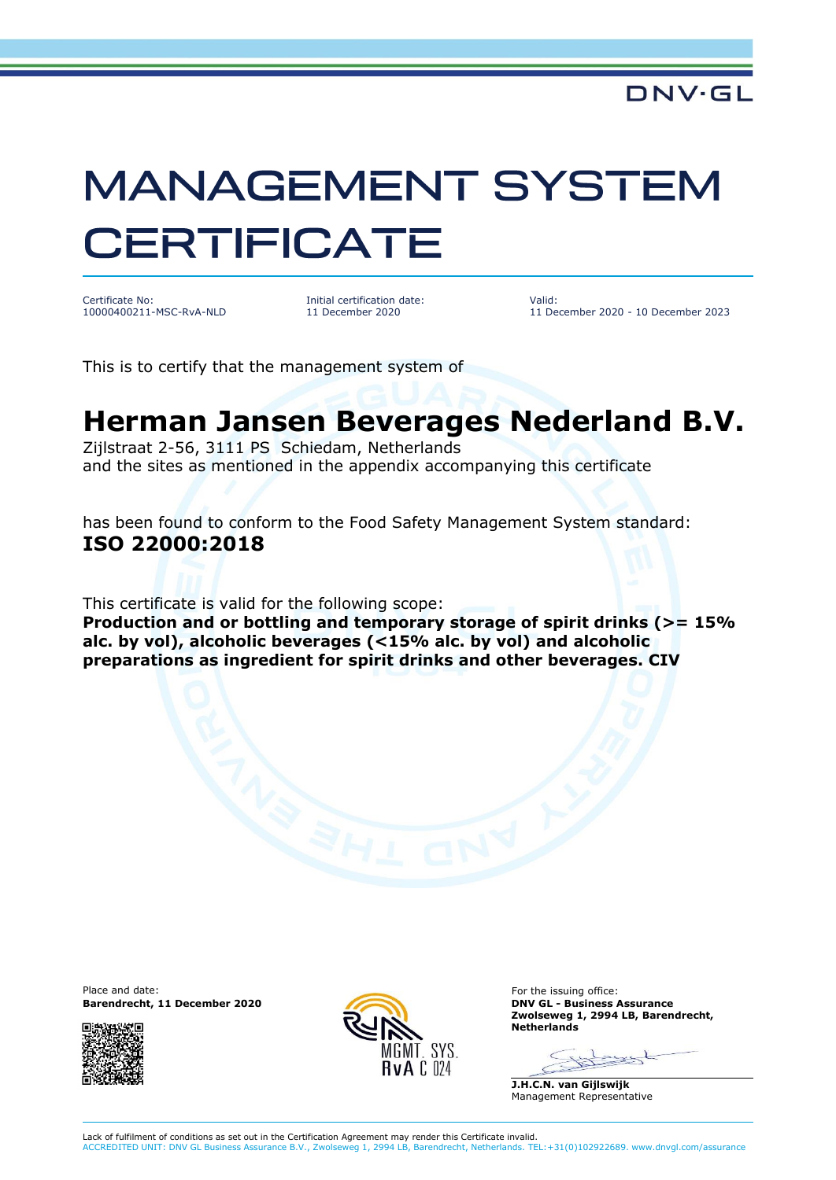DNV·GL

# MANAGEMENT SYSTEM CERTIFICATE

| Certificate No: | Initial certification date: | Valid: |
| --- | --- | --- |
| 10000400211-MSC-RvA-NLD | 11 December 2020 | 11 December 2020 - 10 December 2023 |

This is to certify that the management system of

## Herman Jansen Beverages Nederland B.V.

Zijlstraat 2-56, 3111 PS Schiedam, Netherlands
and the sites as mentioned in the appendix accompanying this certificate

has been found to conform to the Food Safety Management System standard:
**ISO 22000:2018**

This certificate is valid for the following scope:
**Production and or bottling and temporary storage of spirit drinks (>= 15% alc. by vol), alcoholic beverages (<15% alc. by vol) and alcoholic preparations as ingredient for spirit drinks and other beverages. CIV**

Place and date:
**Barendrecht, 11 December 2020**

MGMT. SYS.
RvA C 024

For the issuing office:
**DNV GL - Business Assurance**
**Zwolseweg 1, 2994 LB, Barendrecht, Netherlands**

**J.H.C.N. van Gijlswijk**
Management Representative

Lack of fulfilment of conditions as set out in the Certification Agreement may render this Certificate invalid.
ACCREDITED UNIT: DNV GL Business Assurance B.V., Zwolseweg 1, 2994 LB, Barendrecht, Netherlands. TEL:+31(0)102922689. www.dnvgl.com/assurance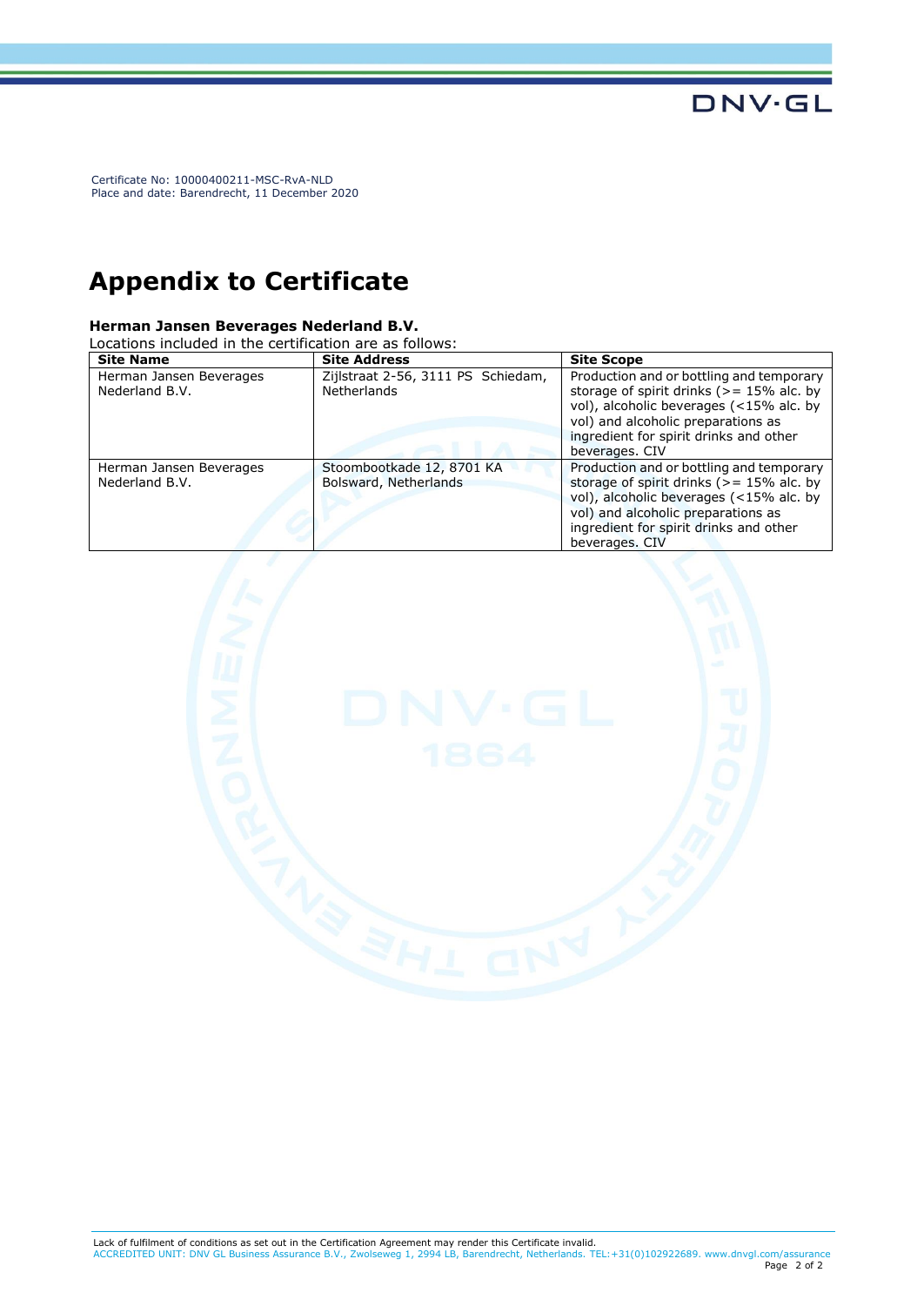Certificate No: 10000400211-MSC-RvA-NLD
Place and date: Barendrecht, 11 December 2020

# Appendix to Certificate

**Herman Jansen Beverages Nederland B.V.**

Locations included in the certification are as follows:

| Site Name | Site Address | Site Scope |
|---|---|---|
| Herman Jansen Beverages Nederland B.V. | Zijlstraat 2-56, 3111 PS Schiedam, Netherlands | Production and or bottling and temporary storage of spirit drinks (>= 15% alc. by vol), alcoholic beverages (<15% alc. by vol) and alcoholic preparations as ingredient for spirit drinks and other beverages. CIV |
| Herman Jansen Beverages Nederland B.V. | Stoombootkade 12, 8701 KA Bolsward, Netherlands | Production and or bottling and temporary storage of spirit drinks (>= 15% alc. by vol), alcoholic beverages (<15% alc. by vol) and alcoholic preparations as ingredient for spirit drinks and other beverages. CIV |

Lack of fulfilment of conditions as set out in the Certification Agreement may render this Certificate invalid.
ACCREDITED UNIT: DNV GL Business Assurance B.V., Zwolseweg 1, 2994 LB, Barendrecht, Netherlands. TEL:+31(0)102922689. www.dnvgl.com/assurance